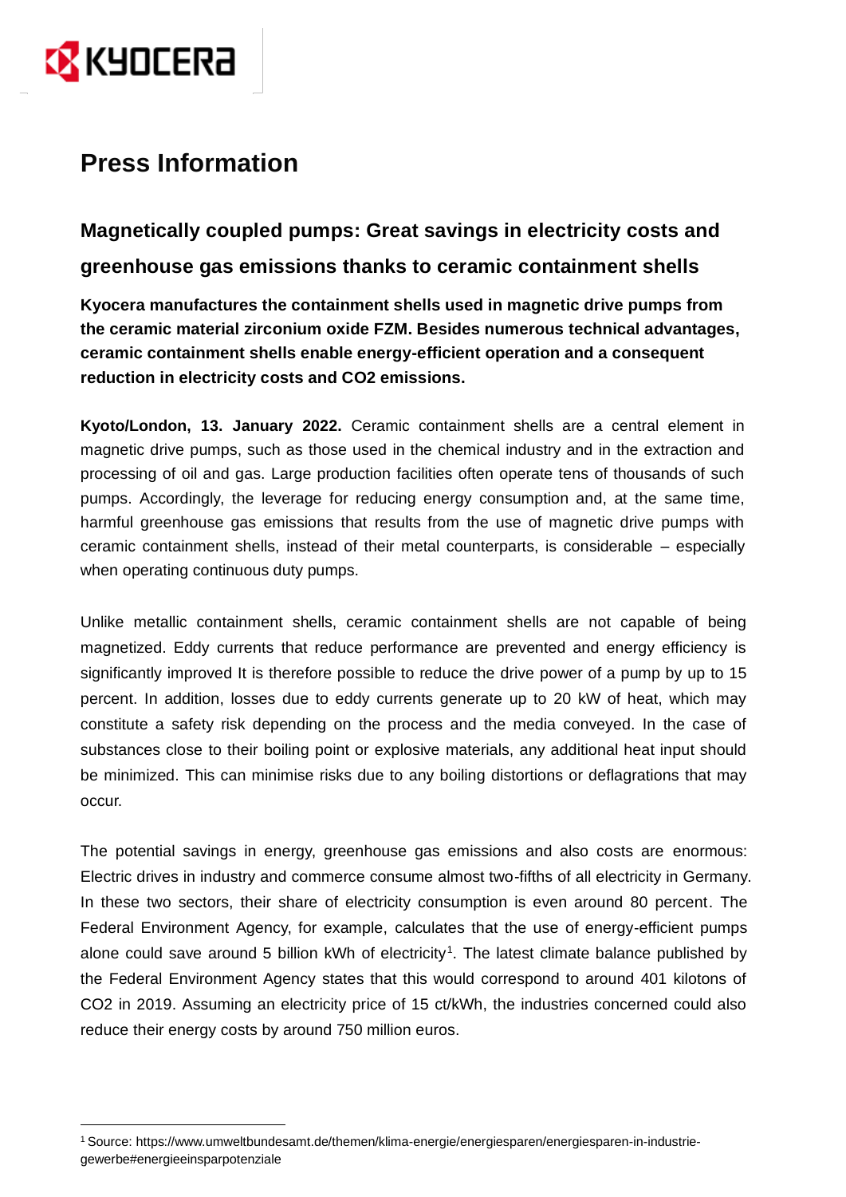# Press Information

## Magnetically coupled pumps: Great savings in electricity costs and greenhouse gas emissions thanks to ceramic containment shells

**Kyocera manufactures the containment shells used in magnetic drive pumps from the ceramic material zirconium oxide FZM. Besides numerous technical advantages, ceramic containment shells enable energy-efficient operation and a consequent reduction in electricity costs and CO2 emissions.**

**Kyoto/London, 13. January 2022.** Ceramic containment shells are a central element in magnetic drive pumps, such as those used in the chemical industry and in the extraction and processing of oil and gas. Large production facilities often operate tens of thousands of such pumps. Accordingly, the leverage for reducing energy consumption and, at the same time, harmful greenhouse gas emissions that results from the use of magnetic drive pumps with ceramic containment shells, instead of their metal counterparts, is considerable – especially when operating continuous duty pumps.

Unlike metallic containment shells, ceramic containment shells are not capable of being magnetized. Eddy currents that reduce performance are prevented and energy efficiency is significantly improved It is therefore possible to reduce the drive power of a pump by up to 15 percent. In addition, losses due to eddy currents generate up to 20 kW of heat, which may constitute a safety risk depending on the process and the media conveyed. In the case of substances close to their boiling point or explosive materials, any additional heat input should be minimized. This can minimise risks due to any boiling distortions or deflagrations that may occur.

The potential savings in energy, greenhouse gas emissions and also costs are enormous: Electric drives in industry and commerce consume almost two-fifths of all electricity in Germany. In these two sectors, their share of electricity consumption is even around 80 percent. The Federal Environment Agency, for example, calculates that the use of energy-efficient pumps alone could save around 5 billion kWh of electricity[1]. The latest climate balance published by the Federal Environment Agency states that this would correspond to around 401 kilotons of CO2 in 2019. Assuming an electricity price of 15 ct/kWh, the industries concerned could also reduce their energy costs by around 750 million euros.

---

[1] Source: https://www.umweltbundesamt.de/themen/klima-energie/energiesparen/energiesparen-in-industrie-gewerbe#energieeinsparpotenziale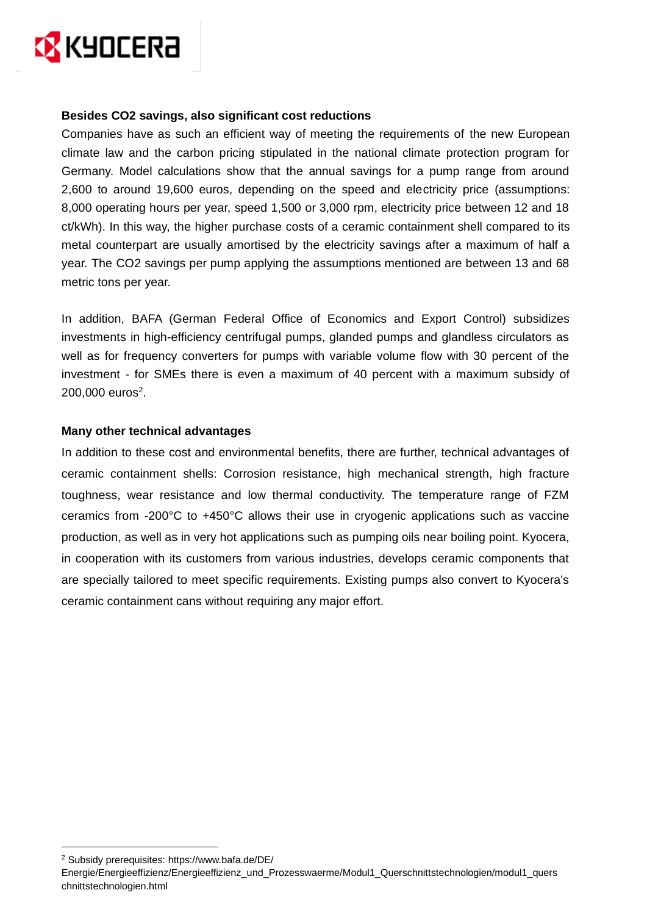**Besides $CO_2$ savings, also significant cost reductions**

Companies have as such an efficient way of meeting the requirements of the new European climate law and the carbon pricing stipulated in the national climate protection program for Germany. Model calculations show that the annual savings for a pump range from around 2,600 to around 19,600 euros, depending on the speed and electricity price (assumptions: 8,000 operating hours per year, speed 1,500 or 3,000 rpm, electricity price between 12 and 18 ct/kWh). In this way, the higher purchase costs of a ceramic containment shell compared to its metal counterpart are usually amortised by the electricity savings after a maximum of half a year. The $CO_2$ savings per pump applying the assumptions mentioned are between 13 and 68 metric tons per year.

In addition, BAFA (German Federal Office of Economics and Export Control) subsidizes investments in high-efficiency centrifugal pumps, glanded pumps and glandless circulators as well as for frequency converters for pumps with variable volume flow with 30 percent of the investment - for SMEs there is even a maximum of 40 percent with a maximum subsidy of 200,000 euros[2].

**Many other technical advantages**

In addition to these cost and environmental benefits, there are further, technical advantages of ceramic containment shells: Corrosion resistance, high mechanical strength, high fracture toughness, wear resistance and low thermal conductivity. The temperature range of FZM ceramics from -200°C to +450°C allows their use in cryogenic applications such as vaccine production, as well as in very hot applications such as pumping oils near boiling point. Kyocera, in cooperation with its customers from various industries, develops ceramic components that are specially tailored to meet specific requirements. Existing pumps also convert to Kyocera's ceramic containment cans without requiring any major effort.

[2] Subsidy prerequisites: https://www.bafa.de/DE/Energie/Energieeffizienz/Energieeffizienz_und_Prozesswaerme/Modul1_Querschnittstechnologien/modul1_querschnittstechnologien.html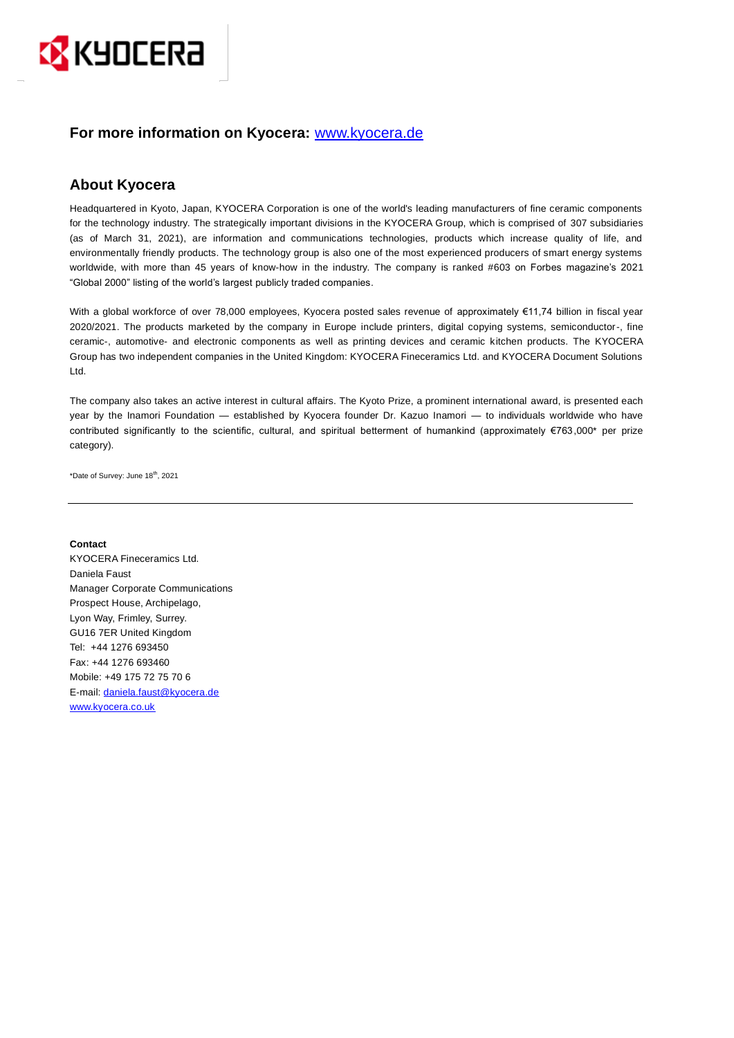## For more information on Kyocera: www.kyocera.de

## About Kyocera

Headquartered in Kyoto, Japan, KYOCERA Corporation is one of the world's leading manufacturers of fine ceramic components for the technology industry. The strategically important divisions in the KYOCERA Group, which is comprised of 307 subsidiaries (as of March 31, 2021), are information and communications technologies, products which increase quality of life, and environmentally friendly products. The technology group is also one of the most experienced producers of smart energy systems worldwide, with more than 45 years of know-how in the industry. The company is ranked #603 on Forbes magazine's 2021 "Global 2000" listing of the world's largest publicly traded companies.

With a global workforce of over 78,000 employees, Kyocera posted sales revenue of approximately €11,74 billion in fiscal year 2020/2021. The products marketed by the company in Europe include printers, digital copying systems, semiconductor-, fine ceramic-, automotive- and electronic components as well as printing devices and ceramic kitchen products. The KYOCERA Group has two independent companies in the United Kingdom: KYOCERA Fineceramics Ltd. and KYOCERA Document Solutions Ltd.

The company also takes an active interest in cultural affairs. The Kyoto Prize, a prominent international award, is presented each year by the Inamori Foundation — established by Kyocera founder Dr. Kazuo Inamori — to individuals worldwide who have contributed significantly to the scientific, cultural, and spiritual betterment of humankind (approximately €763,000* per prize category).

*Date of Survey: June 18th, 2021

---

**Contact**

KYOCERA Fineceramics Ltd.
Daniela Faust
Manager Corporate Communications
Prospect House, Archipelago,
Lyon Way, Frimley, Surrey.
GU16 7ER United Kingdom
Tel: +44 1276 693450
Fax: +44 1276 693460
Mobile: +49 175 72 75 70 6
E-mail: daniela.faust@kyocera.de
www.kyocera.co.uk